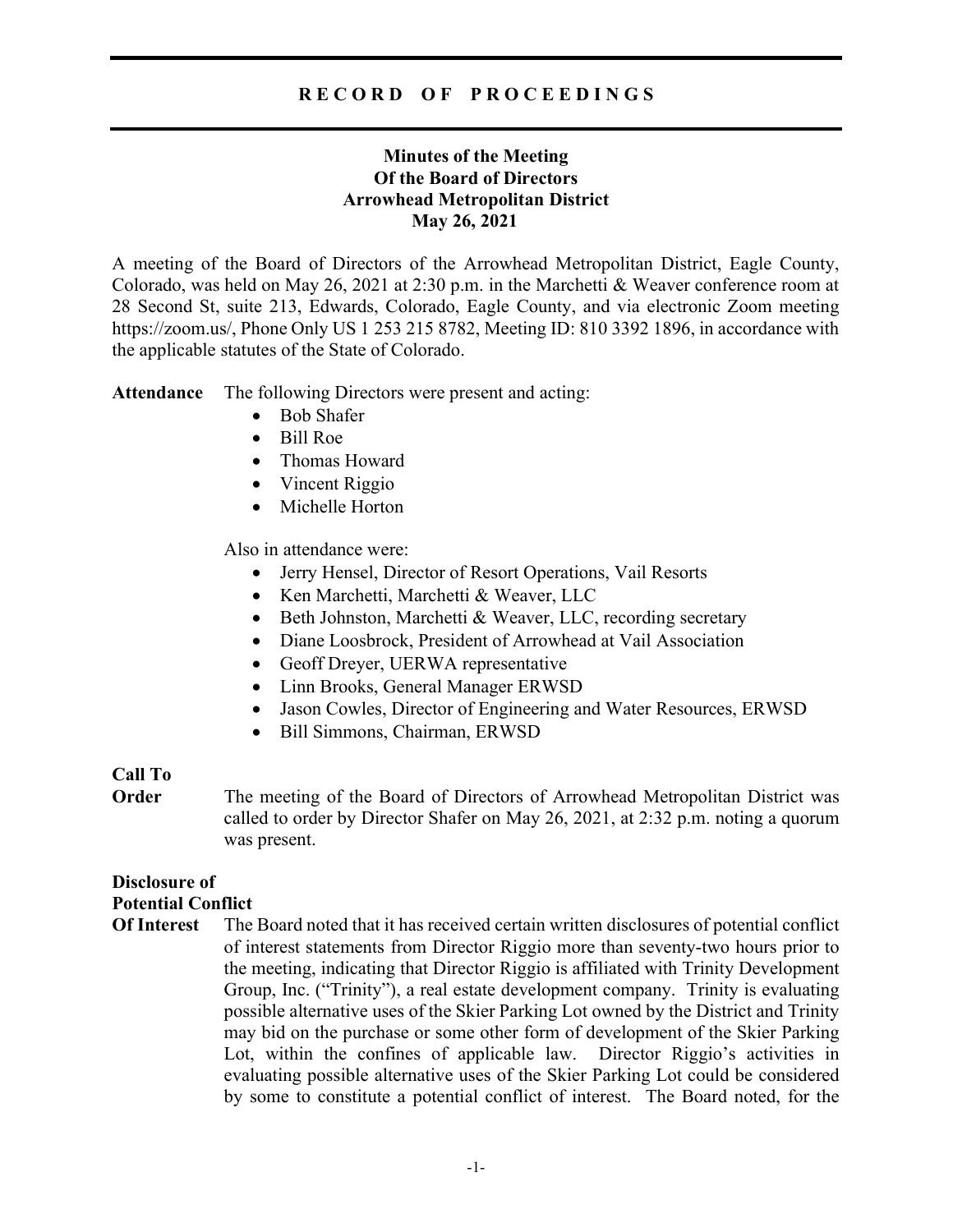# RECORD OF PROCEEDINGS

## Minutes of the Meeting Of the Board of Directors Arrowhead Metropolitan District May 26, 2021

A meeting of the Board of Directors of the Arrowhead Metropolitan District, Eagle County, Colorado, was held on May 26, 2021 at 2:30 p.m. in the Marchetti & Weaver conference room at 28 Second St, suite 213, Edwards, Colorado, Eagle County, and via electronic Zoom meeting https://zoom.us/, Phone Only US 1 253 215 8782, Meeting ID: 810 3392 1896, in accordance with the applicable statutes of the State of Colorado.

**Attendance** The following Directors were present and acting:

- Bob Shafer
- Bill Roe
- Thomas Howard
- Vincent Riggio
- Michelle Horton

Also in attendance were:

- Jerry Hensel, Director of Resort Operations, Vail Resorts
- Ken Marchetti, Marchetti & Weaver, LLC
- Beth Johnston, Marchetti & Weaver, LLC, recording secretary
- Diane Loosbrock, President of Arrowhead at Vail Association
- Geoff Dreyer, UERWA representative
- Linn Brooks, General Manager ERWSD
- Jason Cowles, Director of Engineering and Water Resources, ERWSD
- Bill Simmons, Chairman, ERWSD

**Call To Order** The meeting of the Board of Directors of Arrowhead Metropolitan District was called to order by Director Shafer on May 26, 2021, at 2:32 p.m. noting a quorum was present.

**Disclosure of Potential Conflict Of Interest** The Board noted that it has received certain written disclosures of potential conflict of interest statements from Director Riggio more than seventy-two hours prior to the meeting, indicating that Director Riggio is affiliated with Trinity Development Group, Inc. ("Trinity"), a real estate development company. Trinity is evaluating possible alternative uses of the Skier Parking Lot owned by the District and Trinity may bid on the purchase or some other form of development of the Skier Parking Lot, within the confines of applicable law. Director Riggio's activities in evaluating possible alternative uses of the Skier Parking Lot could be considered by some to constitute a potential conflict of interest. The Board noted, for the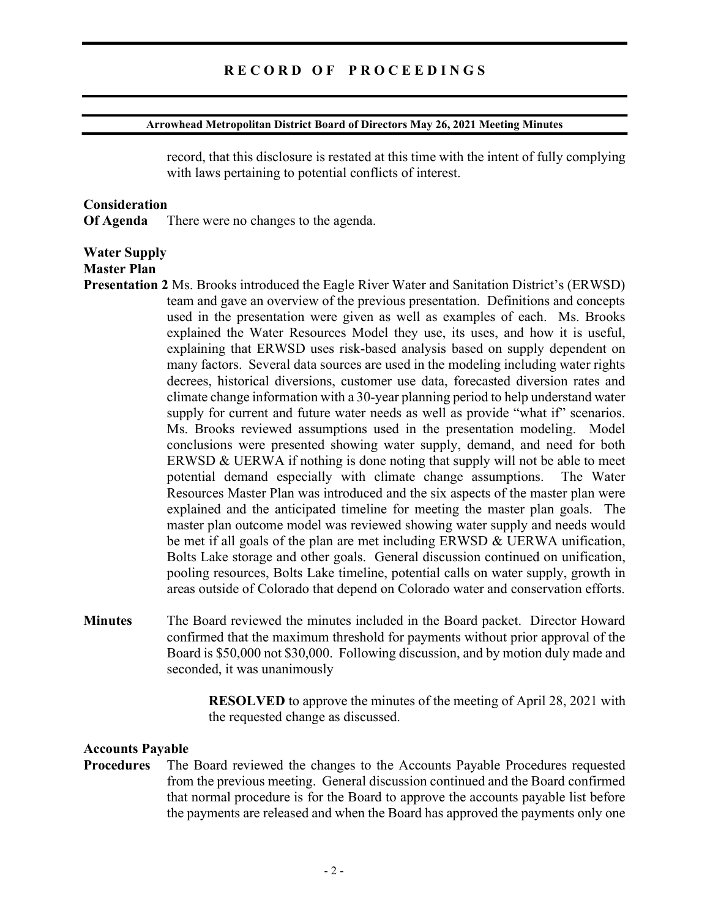record, that this disclosure is restated at this time with the intent of fully complying with laws pertaining to potential conflicts of interest.

**Consideration Of Agenda** There were no changes to the agenda.

**Water Supply Master Plan Presentation 2** Ms. Brooks introduced the Eagle River Water and Sanitation District's (ERWSD) team and gave an overview of the previous presentation. Definitions and concepts used in the presentation were given as well as examples of each. Ms. Brooks explained the Water Resources Model they use, its uses, and how it is useful, explaining that ERWSD uses risk-based analysis based on supply dependent on many factors. Several data sources are used in the modeling including water rights decrees, historical diversions, customer use data, forecasted diversion rates and climate change information with a 30-year planning period to help understand water supply for current and future water needs as well as provide "what if" scenarios. Ms. Brooks reviewed assumptions used in the presentation modeling. Model conclusions were presented showing water supply, demand, and need for both ERWSD & UERWA if nothing is done noting that supply will not be able to meet potential demand especially with climate change assumptions. The Water Resources Master Plan was introduced and the six aspects of the master plan were explained and the anticipated timeline for meeting the master plan goals. The master plan outcome model was reviewed showing water supply and needs would be met if all goals of the plan are met including ERWSD & UERWA unification, Bolts Lake storage and other goals. General discussion continued on unification, pooling resources, Bolts Lake timeline, potential calls on water supply, growth in areas outside of Colorado that depend on Colorado water and conservation efforts.

**Minutes** The Board reviewed the minutes included in the Board packet. Director Howard confirmed that the maximum threshold for payments without prior approval of the Board is $50,000 not $30,000. Following discussion, and by motion duly made and seconded, it was unanimously

> **RESOLVED** to approve the minutes of the meeting of April 28, 2021 with the requested change as discussed.

**Accounts Payable Procedures** The Board reviewed the changes to the Accounts Payable Procedures requested from the previous meeting. General discussion continued and the Board confirmed that normal procedure is for the Board to approve the accounts payable list before the payments are released and when the Board has approved the payments only one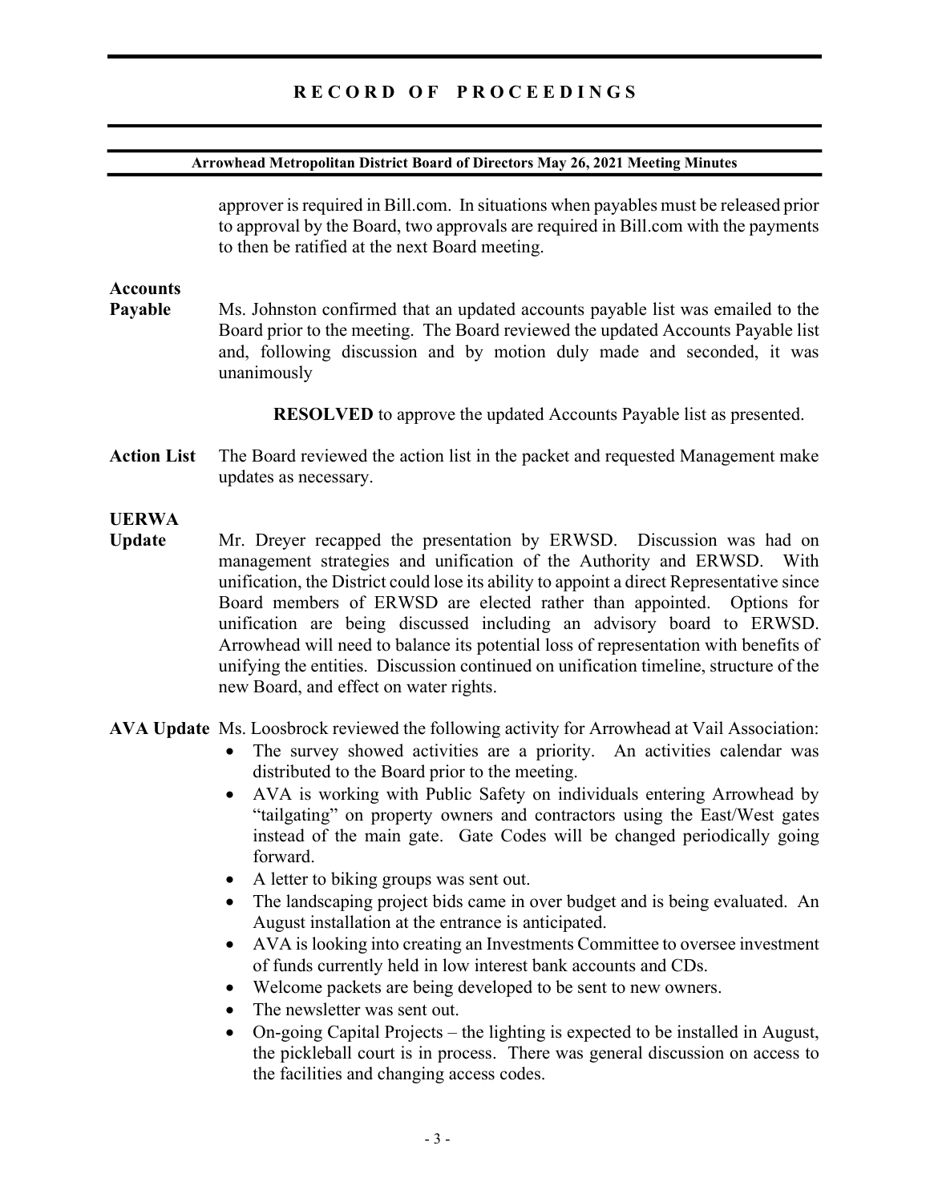approver is required in Bill.com. In situations when payables must be released prior to approval by the Board, two approvals are required in Bill.com with the payments to then be ratified at the next Board meeting.

**Accounts Payable**

Ms. Johnston confirmed that an updated accounts payable list was emailed to the Board prior to the meeting. The Board reviewed the updated Accounts Payable list and, following discussion and by motion duly made and seconded, it was unanimously

**RESOLVED** to approve the updated Accounts Payable list as presented.

**Action List**

The Board reviewed the action list in the packet and requested Management make updates as necessary.

**UERWA Update**

Mr. Dreyer recapped the presentation by ERWSD. Discussion was had on management strategies and unification of the Authority and ERWSD. With unification, the District could lose its ability to appoint a direct Representative since Board members of ERWSD are elected rather than appointed. Options for unification are being discussed including an advisory board to ERWSD. Arrowhead will need to balance its potential loss of representation with benefits of unifying the entities. Discussion continued on unification timeline, structure of the new Board, and effect on water rights.

**AVA Update**

Ms. Loosbrock reviewed the following activity for Arrowhead at Vail Association:

- The survey showed activities are a priority. An activities calendar was distributed to the Board prior to the meeting.
- AVA is working with Public Safety on individuals entering Arrowhead by "tailgating" on property owners and contractors using the East/West gates instead of the main gate. Gate Codes will be changed periodically going forward.
- A letter to biking groups was sent out.
- The landscaping project bids came in over budget and is being evaluated. An August installation at the entrance is anticipated.
- AVA is looking into creating an Investments Committee to oversee investment of funds currently held in low interest bank accounts and CDs.
- Welcome packets are being developed to be sent to new owners.
- The newsletter was sent out.
- On-going Capital Projects – the lighting is expected to be installed in August, the pickleball court is in process. There was general discussion on access to the facilities and changing access codes.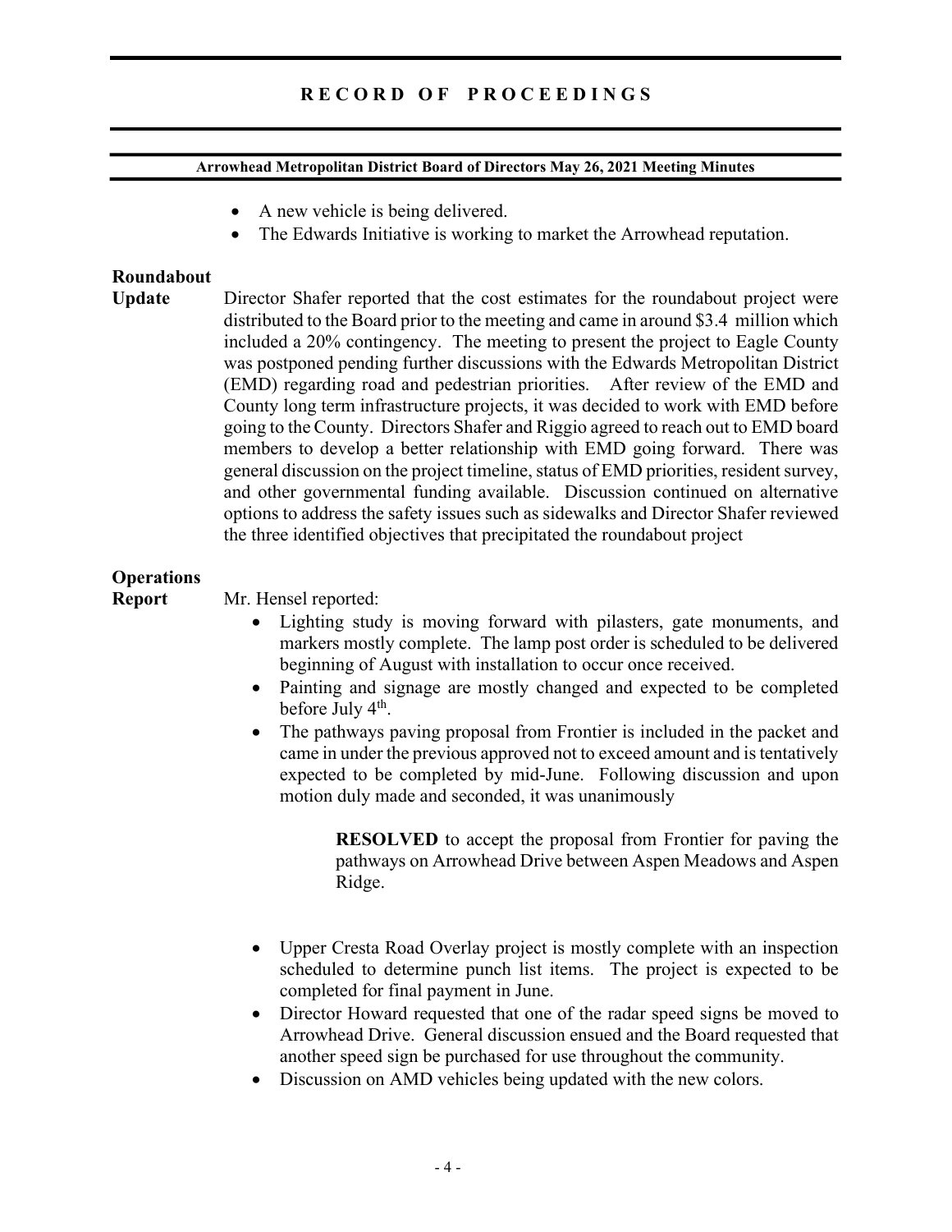- A new vehicle is being delivered.
- The Edwards Initiative is working to market the Arrowhead reputation.

**Roundabout Update**

Director Shafer reported that the cost estimates for the roundabout project were distributed to the Board prior to the meeting and came in around $3.4 million which included a 20% contingency. The meeting to present the project to Eagle County was postponed pending further discussions with the Edwards Metropolitan District (EMD) regarding road and pedestrian priorities. After review of the EMD and County long term infrastructure projects, it was decided to work with EMD before going to the County. Directors Shafer and Riggio agreed to reach out to EMD board members to develop a better relationship with EMD going forward. There was general discussion on the project timeline, status of EMD priorities, resident survey, and other governmental funding available. Discussion continued on alternative options to address the safety issues such as sidewalks and Director Shafer reviewed the three identified objectives that precipitated the roundabout project

**Operations Report**

Mr. Hensel reported:

- Lighting study is moving forward with pilasters, gate monuments, and markers mostly complete. The lamp post order is scheduled to be delivered beginning of August with installation to occur once received.
- Painting and signage are mostly changed and expected to be completed before July 4th.
- The pathways paving proposal from Frontier is included in the packet and came in under the previous approved not to exceed amount and is tentatively expected to be completed by mid-June. Following discussion and upon motion duly made and seconded, it was unanimously

  **RESOLVED** to accept the proposal from Frontier for paving the pathways on Arrowhead Drive between Aspen Meadows and Aspen Ridge.

- Upper Cresta Road Overlay project is mostly complete with an inspection scheduled to determine punch list items. The project is expected to be completed for final payment in June.
- Director Howard requested that one of the radar speed signs be moved to Arrowhead Drive. General discussion ensued and the Board requested that another speed sign be purchased for use throughout the community.
- Discussion on AMD vehicles being updated with the new colors.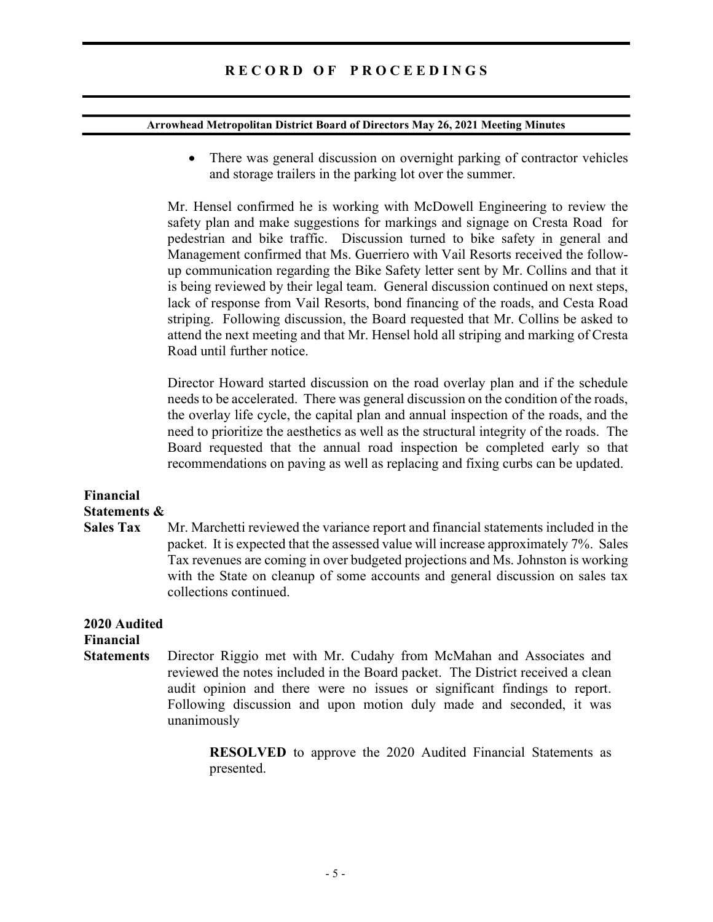- There was general discussion on overnight parking of contractor vehicles and storage trailers in the parking lot over the summer.

Mr. Hensel confirmed he is working with McDowell Engineering to review the safety plan and make suggestions for markings and signage on Cresta Road for pedestrian and bike traffic. Discussion turned to bike safety in general and Management confirmed that Ms. Guerriero with Vail Resorts received the follow-up communication regarding the Bike Safety letter sent by Mr. Collins and that it is being reviewed by their legal team. General discussion continued on next steps, lack of response from Vail Resorts, bond financing of the roads, and Cesta Road striping. Following discussion, the Board requested that Mr. Collins be asked to attend the next meeting and that Mr. Hensel hold all striping and marking of Cresta Road until further notice.

Director Howard started discussion on the road overlay plan and if the schedule needs to be accelerated. There was general discussion on the condition of the roads, the overlay life cycle, the capital plan and annual inspection of the roads, and the need to prioritize the aesthetics as well as the structural integrity of the roads. The Board requested that the annual road inspection be completed early so that recommendations on paving as well as replacing and fixing curbs can be updated.

**Financial Statements & Sales Tax**

Mr. Marchetti reviewed the variance report and financial statements included in the packet. It is expected that the assessed value will increase approximately 7%. Sales Tax revenues are coming in over budgeted projections and Ms. Johnston is working with the State on cleanup of some accounts and general discussion on sales tax collections continued.

**2020 Audited Financial Statements**

Director Riggio met with Mr. Cudahy from McMahan and Associates and reviewed the notes included in the Board packet. The District received a clean audit opinion and there were no issues or significant findings to report. Following discussion and upon motion duly made and seconded, it was unanimously

> **RESOLVED** to approve the 2020 Audited Financial Statements as presented.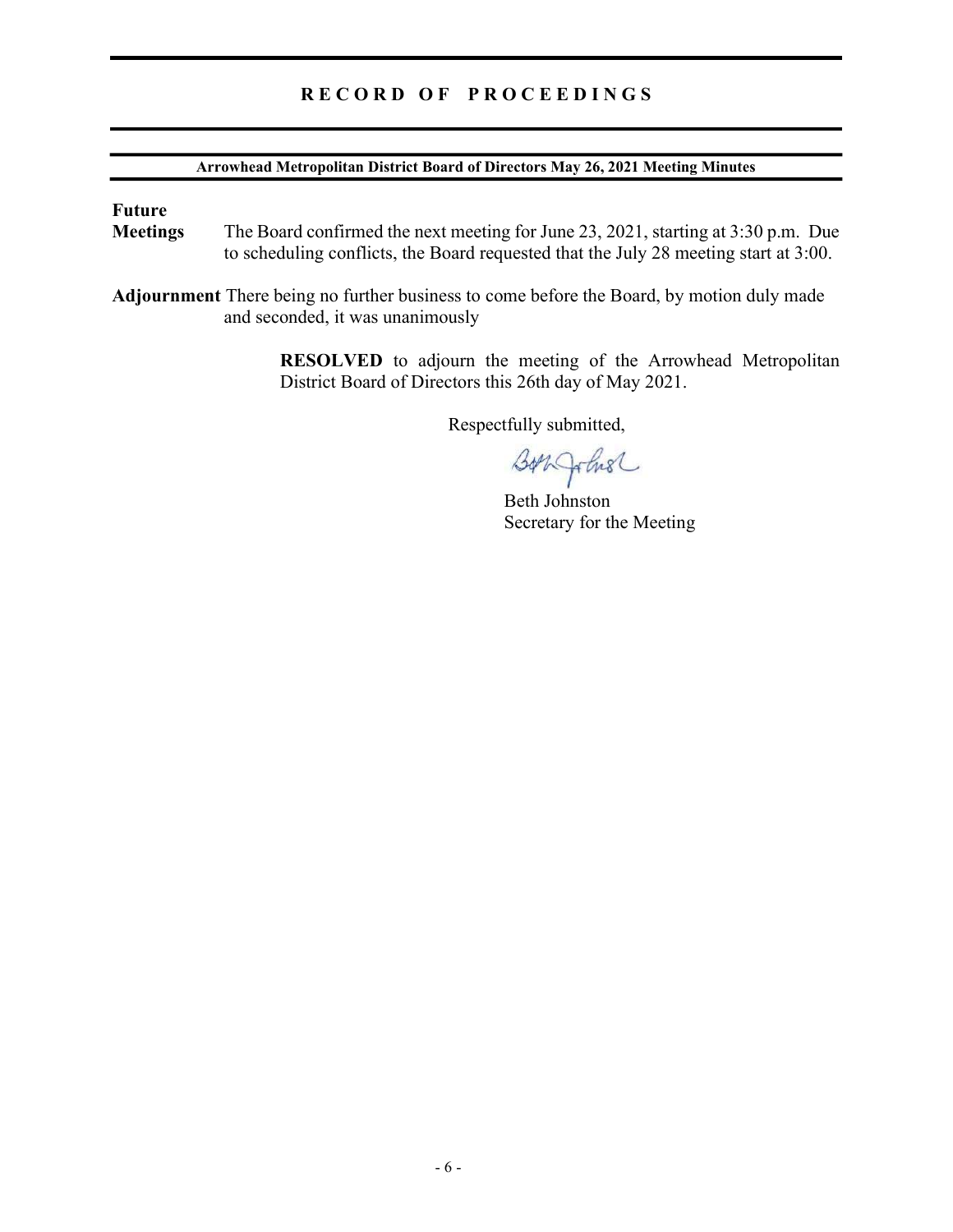# RECORD OF PROCEEDINGS

**Arrowhead Metropolitan District Board of Directors May 26, 2021 Meeting Minutes**

**Future Meetings** The Board confirmed the next meeting for June 23, 2021, starting at 3:30 p.m. Due to scheduling conflicts, the Board requested that the July 28 meeting start at 3:00.

**Adjournment** There being no further business to come before the Board, by motion duly made and seconded, it was unanimously

> **RESOLVED** to adjourn the meeting of the Arrowhead Metropolitan District Board of Directors this 26th day of May 2021.

Respectfully submitted,

Beth Johnston
Secretary for the Meeting